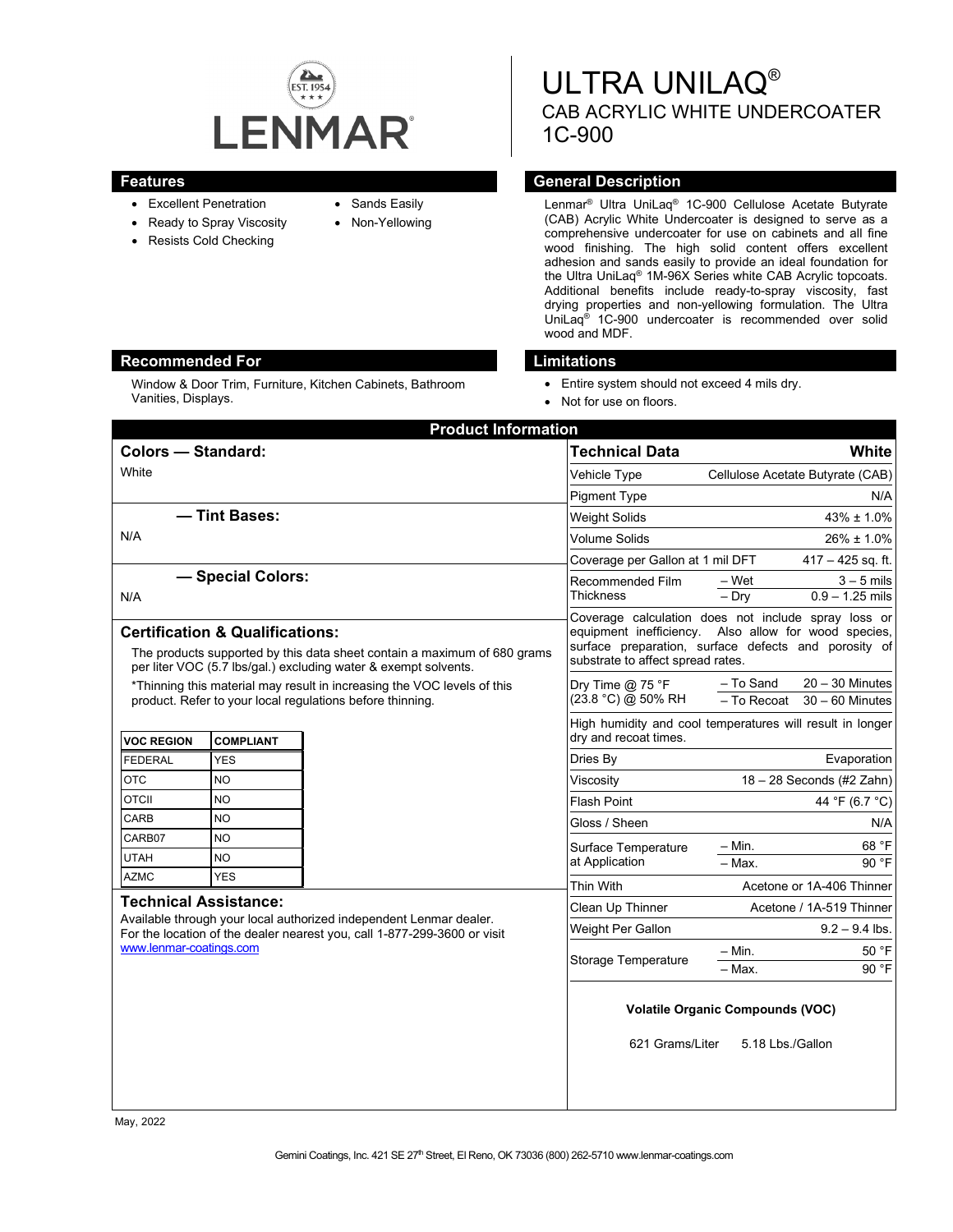LENMAR®

EST. 1954

# ULTRA UNILAQ®
## CAB ACRYLIC WHITE UNDERCOATER
## 1C-900

## Features

- Excellent Penetration
- Ready to Spray Viscosity
- Resists Cold Checking
- Sands Easily
- Non-Yellowing

## General Description

Lenmar® Ultra UniLaq® 1C-900 Cellulose Acetate Butyrate (CAB) Acrylic White Undercoater is designed to serve as a comprehensive undercoater for use on cabinets and all fine wood finishing. The high solid content offers excellent adhesion and sands easily to provide an ideal foundation for the Ultra UniLaq® 1M-96X Series white CAB Acrylic topcoats. Additional benefits include ready-to-spray viscosity, fast drying properties and non-yellowing formulation. The Ultra UniLaq® 1C-900 undercoater is recommended over solid wood and MDF.

## Recommended For

Window & Door Trim, Furniture, Kitchen Cabinets, Bathroom Vanities, Displays.

## Limitations

- Entire system should not exceed 4 mils dry.
- Not for use on floors.

## Product Information

### Colors — Standard:

White

### — Tint Bases:

N/A

### — Special Colors:

N/A

### Certification & Qualifications:

The products supported by this data sheet contain a maximum of 680 grams per liter VOC (5.7 lbs/gal.) excluding water & exempt solvents.

*Thinning this material may result in increasing the VOC levels of this product. Refer to your local regulations before thinning.

| VOC REGION | COMPLIANT |
|---|---|
| FEDERAL | YES |
| OTC | NO |
| OTCII | NO |
| CARB | NO |
| CARB07 | NO |
| UTAH | NO |
| AZMC | YES |

### Technical Assistance:

Available through your local authorized independent Lenmar dealer. For the location of the dealer nearest you, call 1-877-299-3600 or visit www.lenmar-coatings.com

| Technical Data | | White |
|---|---|---|
| Vehicle Type | | Cellulose Acetate Butyrate (CAB) |
| Pigment Type | | N/A |
| Weight Solids | | 43% ± 1.0% |
| Volume Solids | | 26% ± 1.0% |
| Coverage per Gallon at 1 mil DFT | | 417 – 425 sq. ft. |
| Recommended Film Thickness | – Wet | 3 – 5 mils |
| | – Dry | 0.9 – 1.25 mils |
| Coverage calculation does not include spray loss or equipment inefficiency. Also allow for wood species, surface preparation, surface defects and porosity of substrate to affect spread rates. | | |
| Dry Time @ 75 °F (23.8 °C) @ 50% RH | – To Sand | 20 – 30 Minutes |
| | – To Recoat | 30 – 60 Minutes |
| High humidity and cool temperatures will result in longer dry and recoat times. | | |
| Dries By | | Evaporation |
| Viscosity | | 18 – 28 Seconds (#2 Zahn) |
| Flash Point | | 44 °F (6.7 °C) |
| Gloss / Sheen | | N/A |
| Surface Temperature at Application | – Min. | 68 °F |
| | – Max. | 90 °F |
| Thin With | | Acetone or 1A-406 Thinner |
| Clean Up Thinner | | Acetone / 1A-519 Thinner |
| Weight Per Gallon | | 9.2 – 9.4 lbs. |
| Storage Temperature | – Min. | 50 °F |
| | – Max. | 90 °F |

**Volatile Organic Compounds (VOC)**

621 Grams/Liter 5.18 Lbs./Gallon

May, 2022

Gemini Coatings, Inc. 421 SE 27th Street, El Reno, OK 73036 (800) 262-5710 www.lenmar-coatings.com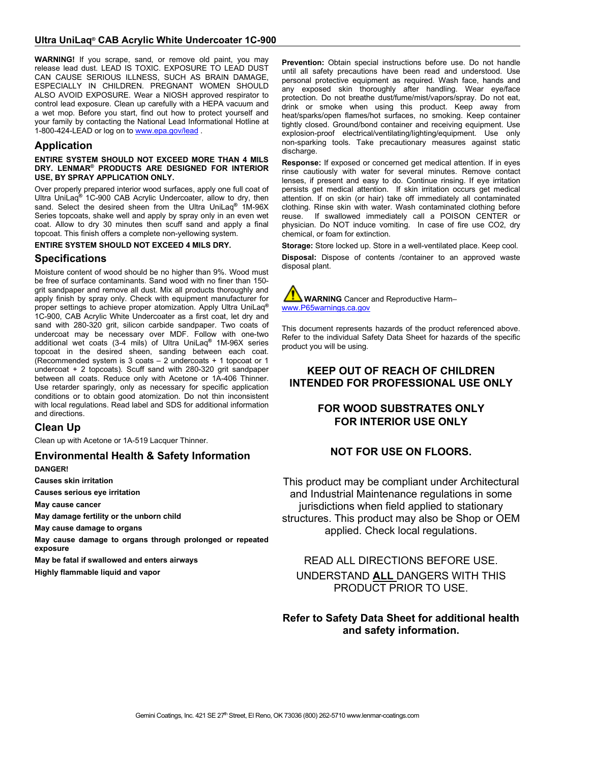## Ultra UniLaq® CAB Acrylic White Undercoater 1C-900

**WARNING!** If you scrape, sand, or remove old paint, you may release lead dust. LEAD IS TOXIC. EXPOSURE TO LEAD DUST CAN CAUSE SERIOUS ILLNESS, SUCH AS BRAIN DAMAGE, ESPECIALLY IN CHILDREN. PREGNANT WOMEN SHOULD ALSO AVOID EXPOSURE. Wear a NIOSH approved respirator to control lead exposure. Clean up carefully with a HEPA vacuum and a wet mop. Before you start, find out how to protect yourself and your family by contacting the National Lead Informational Hotline at 1-800-424-LEAD or log on to www.epa.gov/lead .

## Application

**ENTIRE SYSTEM SHOULD NOT EXCEED MORE THAN 4 MILS DRY. LENMAR® PRODUCTS ARE DESIGNED FOR INTERIOR USE, BY SPRAY APPLICATION ONLY.**

Over properly prepared interior wood surfaces, apply one full coat of Ultra UniLaq® 1C-900 CAB Acrylic Undercoater, allow to dry, then sand. Select the desired sheen from the Ultra UniLaq® 1M-96X Series topcoats, shake well and apply by spray only in an even wet coat. Allow to dry 30 minutes then scuff sand and apply a final topcoat. This finish offers a complete non-yellowing system.

**ENTIRE SYSTEM SHOULD NOT EXCEED 4 MILS DRY.**

## Specifications

Moisture content of wood should be no higher than 9%. Wood must be free of surface contaminants. Sand wood with no finer than 150-grit sandpaper and remove all dust. Mix all products thoroughly and apply finish by spray only. Check with equipment manufacturer for proper settings to achieve proper atomization. Apply Ultra UniLaq® 1C-900, CAB Acrylic White Undercoater as a first coat, let dry and sand with 280-320 grit, silicon carbide sandpaper. Two coats of undercoat may be necessary over MDF. Follow with one-two additional wet coats (3-4 mils) of Ultra UniLaq® 1M-96X series topcoat in the desired sheen, sanding between each coat. (Recommended system is 3 coats – 2 undercoats + 1 topcoat or 1 undercoat + 2 topcoats). Scuff sand with 280-320 grit sandpaper between all coats. Reduce only with Acetone or 1A-406 Thinner. Use retarder sparingly, only as necessary for specific application conditions or to obtain good atomization. Do not thin inconsistent with local regulations. Read label and SDS for additional information and directions.

## Clean Up

Clean up with Acetone or 1A-519 Lacquer Thinner.

## Environmental Health & Safety Information

**DANGER!**

**Causes skin irritation**

**Causes serious eye irritation**

**May cause cancer**

**May damage fertility or the unborn child**

**May cause damage to organs**

**May cause damage to organs through prolonged or repeated exposure**

**May be fatal if swallowed and enters airways**

**Highly flammable liquid and vapor**

**Prevention:** Obtain special instructions before use. Do not handle until all safety precautions have been read and understood. Use personal protective equipment as required. Wash face, hands and any exposed skin thoroughly after handling. Wear eye/face protection. Do not breathe dust/fume/mist/vapors/spray. Do not eat, drink or smoke when using this product. Keep away from heat/sparks/open flames/hot surfaces, no smoking. Keep container tightly closed. Ground/bond container and receiving equipment. Use explosion-proof electrical/ventilating/lighting/equipment. Use only non-sparking tools. Take precautionary measures against static discharge.

**Response:** If exposed or concerned get medical attention. If in eyes rinse cautiously with water for several minutes. Remove contact lenses, if present and easy to do. Continue rinsing. If eye irritation persists get medical attention. If skin irritation occurs get medical attention. If on skin (or hair) take off immediately all contaminated clothing. Rinse skin with water. Wash contaminated clothing before reuse. If swallowed immediately call a POISON CENTER or physician. Do NOT induce vomiting. In case of fire use $CO_2$, dry chemical, or foam for extinction.

**Storage:** Store locked up. Store in a well-ventilated place. Keep cool.

**Disposal:** Dispose of contents /container to an approved waste disposal plant.

**WARNING** Cancer and Reproductive Harm– www.P65warnings.ca.gov

This document represents hazards of the product referenced above. Refer to the individual Safety Data Sheet for hazards of the specific product you will be using.

**KEEP OUT OF REACH OF CHILDREN**
**INTENDED FOR PROFESSIONAL USE ONLY**

**FOR WOOD SUBSTRATES ONLY**
**FOR INTERIOR USE ONLY**

**NOT FOR USE ON FLOORS.**

This product may be compliant under Architectural and Industrial Maintenance regulations in some jurisdictions when field applied to stationary structures. This product may also be Shop or OEM applied. Check local regulations.

READ ALL DIRECTIONS BEFORE USE.

UNDERSTAND **ALL** DANGERS WITH THIS PRODUCT PRIOR TO USE.

**Refer to Safety Data Sheet for additional health and safety information.**

Gemini Coatings, Inc. 421 SE 27th Street, El Reno, OK 73036 (800) 262-5710 www.lenmar-coatings.com